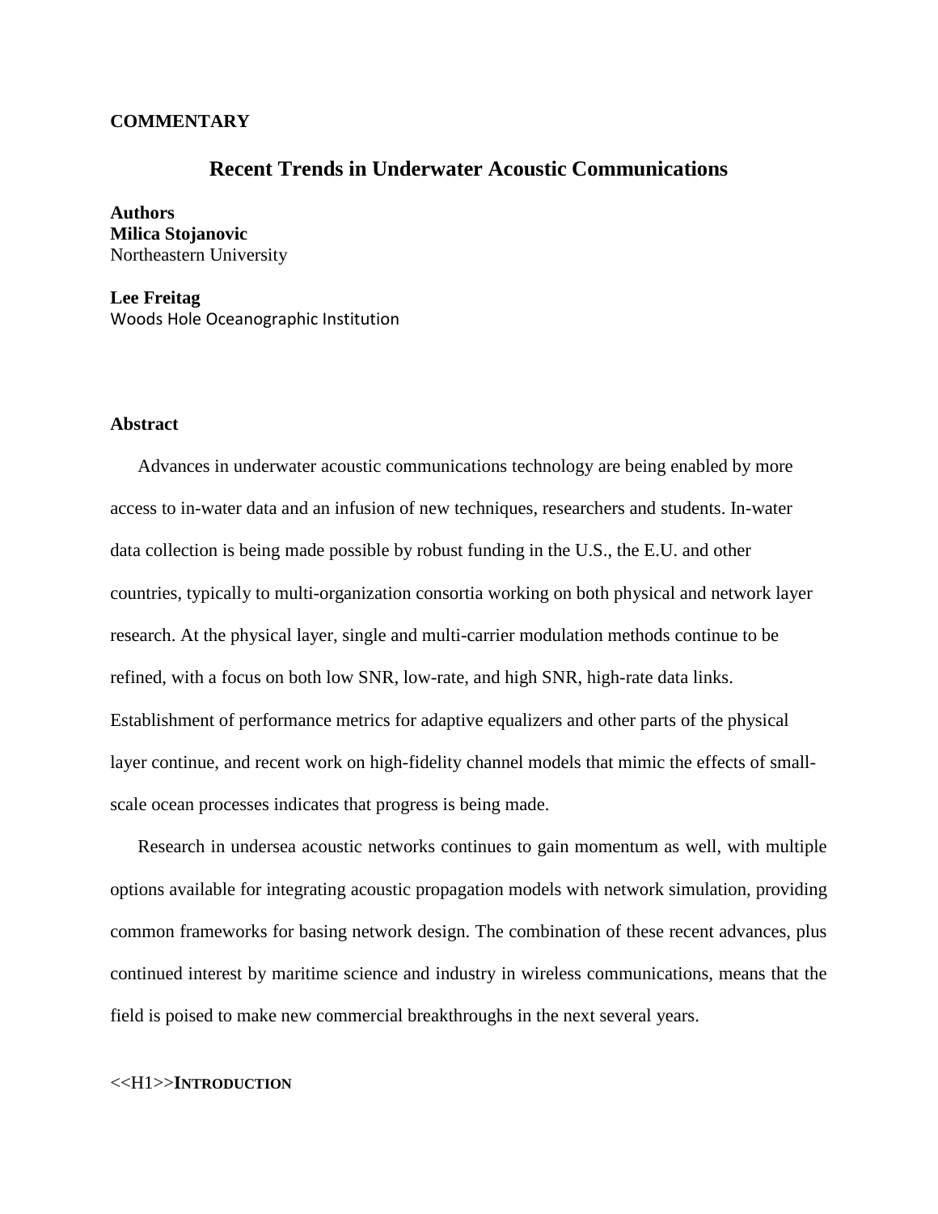**COMMENTARY**

# Recent Trends in Underwater Acoustic Communications

**Authors**

**Milica Stojanovic**
Northeastern University

**Lee Freitag**
Woods Hole Oceanographic Institution

## Abstract

Advances in underwater acoustic communications technology are being enabled by more access to in-water data and an infusion of new techniques, researchers and students. In-water data collection is being made possible by robust funding in the U.S., the E.U. and other countries, typically to multi-organization consortia working on both physical and network layer research. At the physical layer, single and multi-carrier modulation methods continue to be refined, with a focus on both low SNR, low-rate, and high SNR, high-rate data links. Establishment of performance metrics for adaptive equalizers and other parts of the physical layer continue, and recent work on high-fidelity channel models that mimic the effects of small-scale ocean processes indicates that progress is being made.

Research in undersea acoustic networks continues to gain momentum as well, with multiple options available for integrating acoustic propagation models with network simulation, providing common frameworks for basing network design. The combination of these recent advances, plus continued interest by maritime science and industry in wireless communications, means that the field is poised to make new commercial breakthroughs in the next several years.

<<H1>>**INTRODUCTION**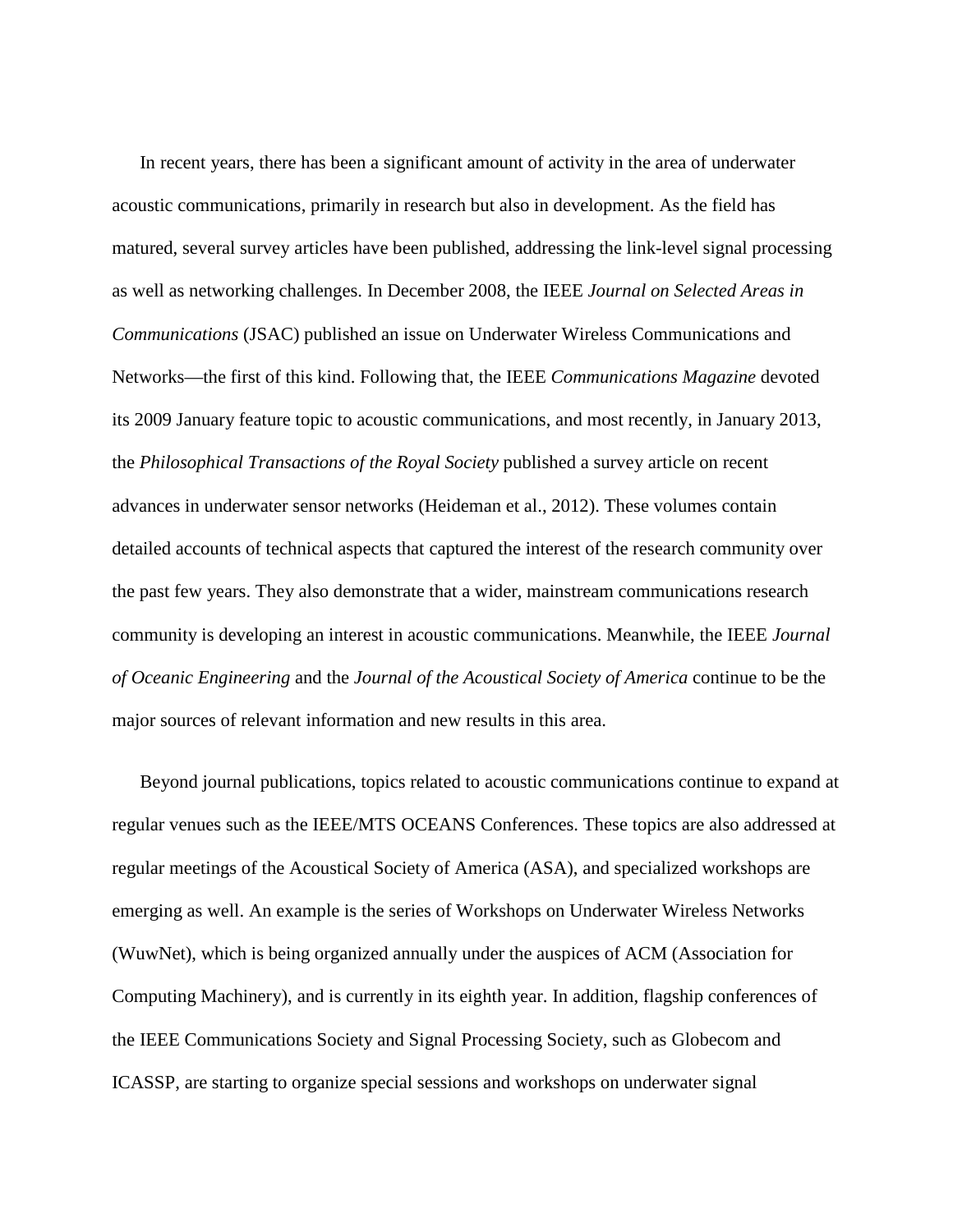In recent years, there has been a significant amount of activity in the area of underwater acoustic communications, primarily in research but also in development. As the field has matured, several survey articles have been published, addressing the link-level signal processing as well as networking challenges. In December 2008, the IEEE *Journal on Selected Areas in Communications* (JSAC) published an issue on Underwater Wireless Communications and Networks—the first of this kind. Following that, the IEEE *Communications Magazine* devoted its 2009 January feature topic to acoustic communications, and most recently, in January 2013, the *Philosophical Transactions of the Royal Society* published a survey article on recent advances in underwater sensor networks (Heideman et al., 2012). These volumes contain detailed accounts of technical aspects that captured the interest of the research community over the past few years. They also demonstrate that a wider, mainstream communications research community is developing an interest in acoustic communications. Meanwhile, the IEEE *Journal of Oceanic Engineering* and the *Journal of the Acoustical Society of America* continue to be the major sources of relevant information and new results in this area.

Beyond journal publications, topics related to acoustic communications continue to expand at regular venues such as the IEEE/MTS OCEANS Conferences. These topics are also addressed at regular meetings of the Acoustical Society of America (ASA), and specialized workshops are emerging as well. An example is the series of Workshops on Underwater Wireless Networks (WuwNet), which is being organized annually under the auspices of ACM (Association for Computing Machinery), and is currently in its eighth year. In addition, flagship conferences of the IEEE Communications Society and Signal Processing Society, such as Globecom and ICASSP, are starting to organize special sessions and workshops on underwater signal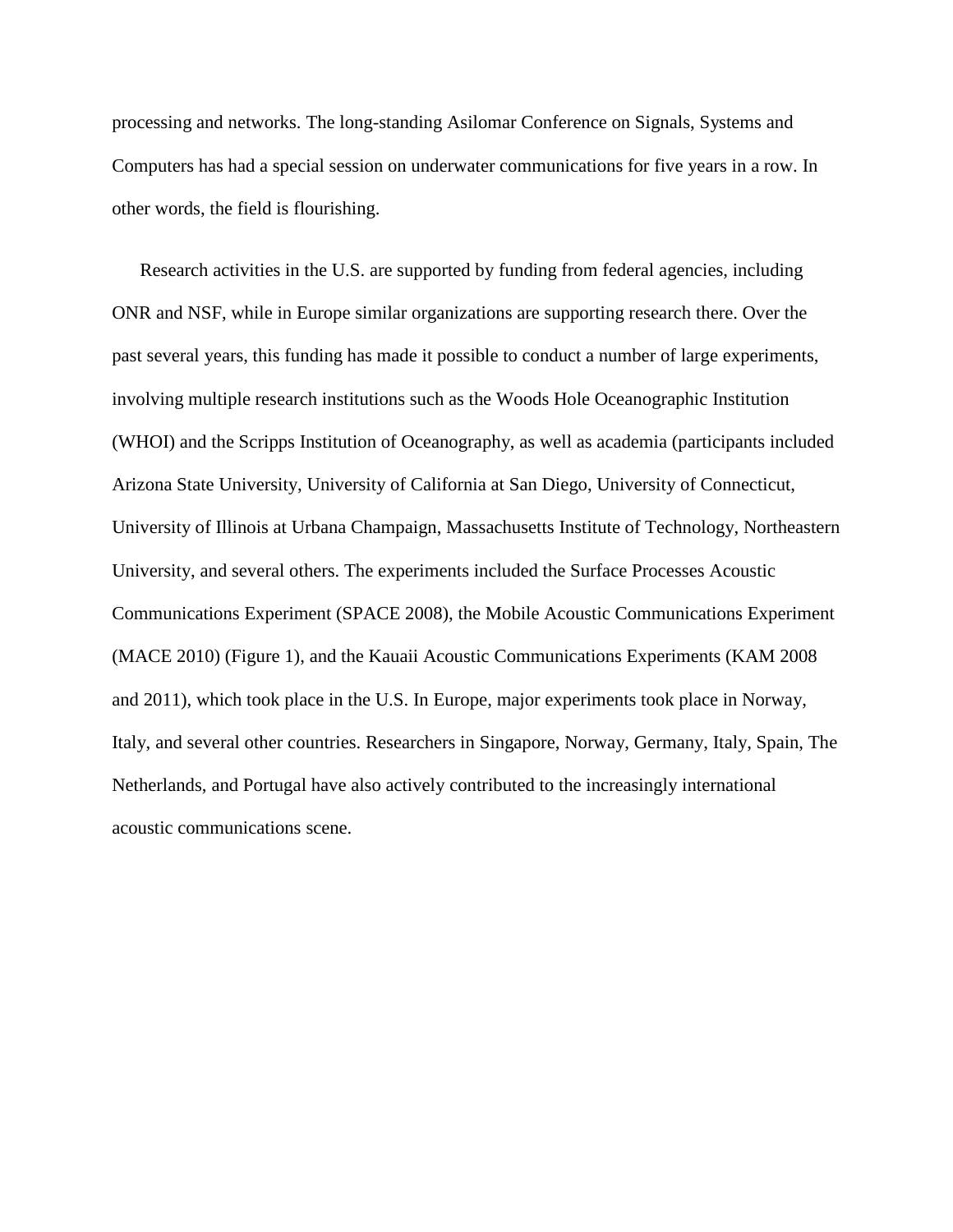processing and networks. The long-standing Asilomar Conference on Signals, Systems and Computers has had a special session on underwater communications for five years in a row. In other words, the field is flourishing.

Research activities in the U.S. are supported by funding from federal agencies, including ONR and NSF, while in Europe similar organizations are supporting research there. Over the past several years, this funding has made it possible to conduct a number of large experiments, involving multiple research institutions such as the Woods Hole Oceanographic Institution (WHOI) and the Scripps Institution of Oceanography, as well as academia (participants included Arizona State University, University of California at San Diego, University of Connecticut, University of Illinois at Urbana Champaign, Massachusetts Institute of Technology, Northeastern University, and several others. The experiments included the Surface Processes Acoustic Communications Experiment (SPACE 2008), the Mobile Acoustic Communications Experiment (MACE 2010) (Figure 1), and the Kauaii Acoustic Communications Experiments (KAM 2008 and 2011), which took place in the U.S. In Europe, major experiments took place in Norway, Italy, and several other countries. Researchers in Singapore, Norway, Germany, Italy, Spain, The Netherlands, and Portugal have also actively contributed to the increasingly international acoustic communications scene.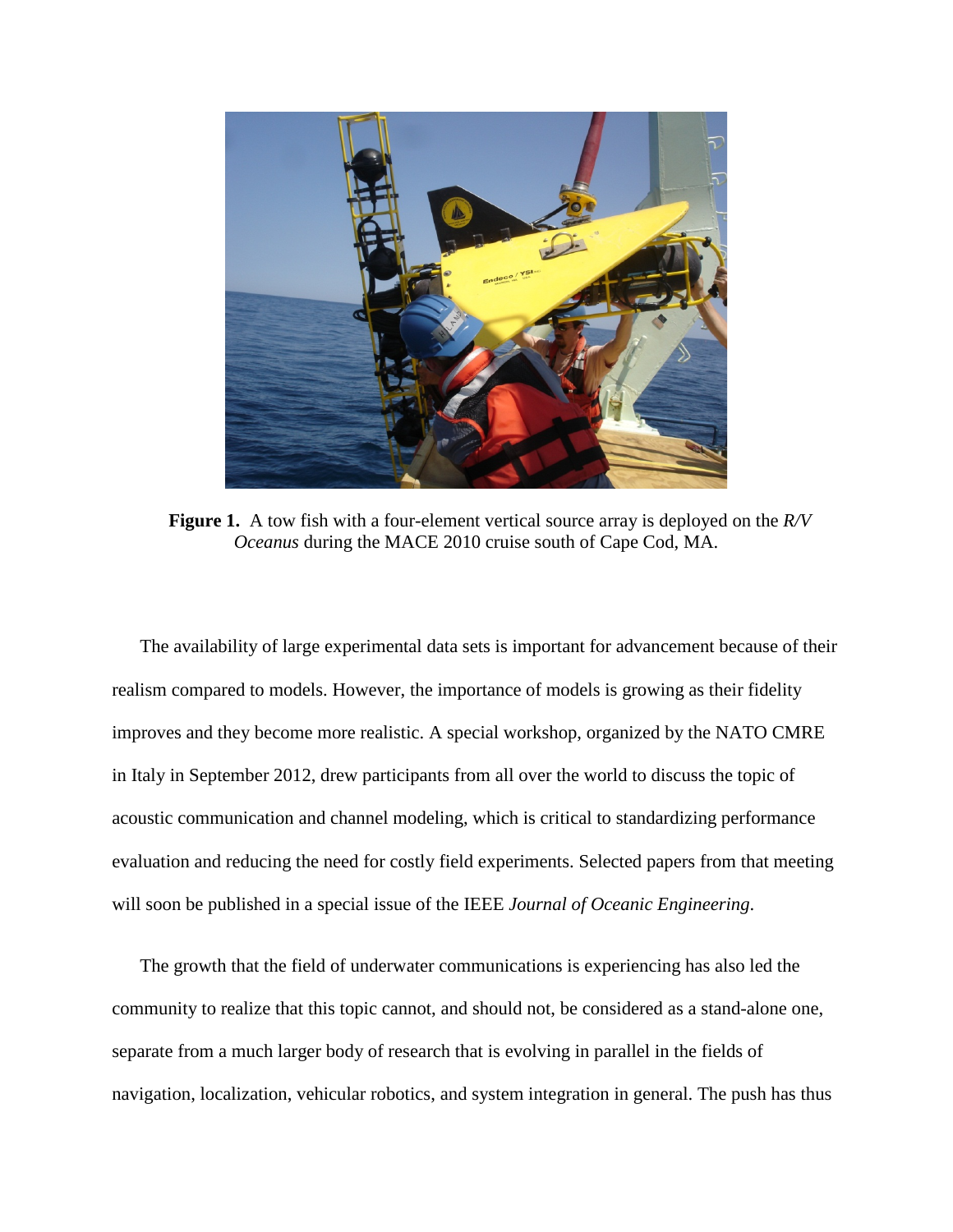**Figure 1.** A tow fish with a four-element vertical source array is deployed on the *R/V Oceanus* during the MACE 2010 cruise south of Cape Cod, MA.

The availability of large experimental data sets is important for advancement because of their realism compared to models. However, the importance of models is growing as their fidelity improves and they become more realistic. A special workshop, organized by the NATO CMRE in Italy in September 2012, drew participants from all over the world to discuss the topic of acoustic communication and channel modeling, which is critical to standardizing performance evaluation and reducing the need for costly field experiments. Selected papers from that meeting will soon be published in a special issue of the IEEE *Journal of Oceanic Engineering*.

The growth that the field of underwater communications is experiencing has also led the community to realize that this topic cannot, and should not, be considered as a stand-alone one, separate from a much larger body of research that is evolving in parallel in the fields of navigation, localization, vehicular robotics, and system integration in general. The push has thus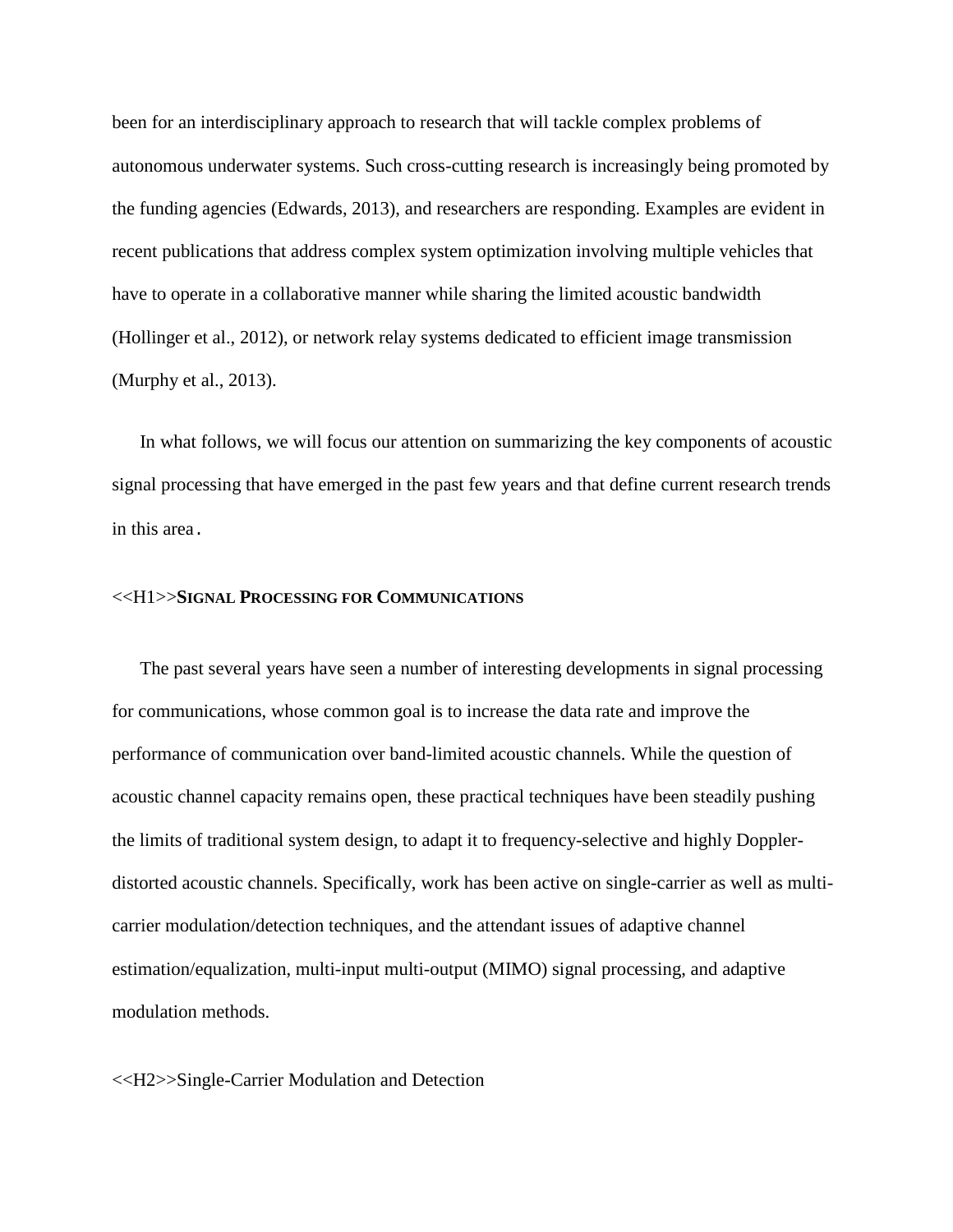been for an interdisciplinary approach to research that will tackle complex problems of autonomous underwater systems. Such cross-cutting research is increasingly being promoted by the funding agencies (Edwards, 2013), and researchers are responding. Examples are evident in recent publications that address complex system optimization involving multiple vehicles that have to operate in a collaborative manner while sharing the limited acoustic bandwidth (Hollinger et al., 2012), or network relay systems dedicated to efficient image transmission (Murphy et al., 2013).

In what follows, we will focus our attention on summarizing the key components of acoustic signal processing that have emerged in the past few years and that define current research trends in this area.

# <<H1>>Signal Processing for Communications

The past several years have seen a number of interesting developments in signal processing for communications, whose common goal is to increase the data rate and improve the performance of communication over band-limited acoustic channels. While the question of acoustic channel capacity remains open, these practical techniques have been steadily pushing the limits of traditional system design, to adapt it to frequency-selective and highly Doppler-distorted acoustic channels. Specifically, work has been active on single-carrier as well as multi-carrier modulation/detection techniques, and the attendant issues of adaptive channel estimation/equalization, multi-input multi-output (MIMO) signal processing, and adaptive modulation methods.

## <<H2>>Single-Carrier Modulation and Detection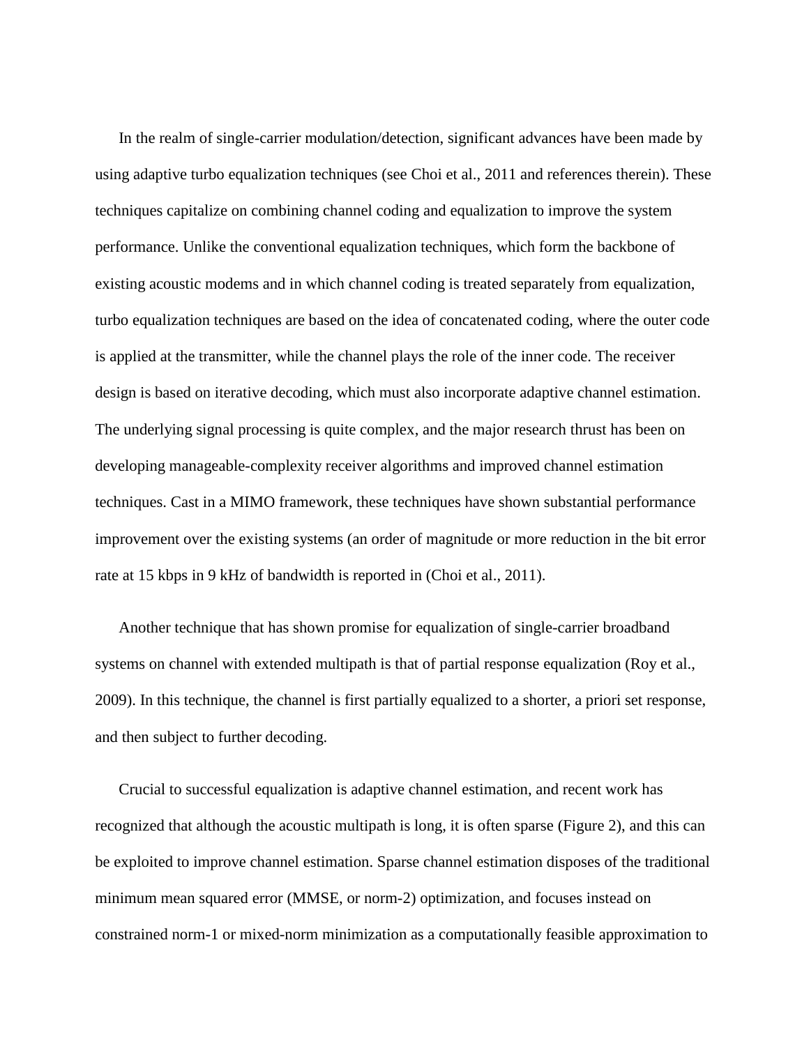In the realm of single-carrier modulation/detection, significant advances have been made by using adaptive turbo equalization techniques (see Choi et al., 2011 and references therein). These techniques capitalize on combining channel coding and equalization to improve the system performance. Unlike the conventional equalization techniques, which form the backbone of existing acoustic modems and in which channel coding is treated separately from equalization, turbo equalization techniques are based on the idea of concatenated coding, where the outer code is applied at the transmitter, while the channel plays the role of the inner code. The receiver design is based on iterative decoding, which must also incorporate adaptive channel estimation. The underlying signal processing is quite complex, and the major research thrust has been on developing manageable-complexity receiver algorithms and improved channel estimation techniques. Cast in a MIMO framework, these techniques have shown substantial performance improvement over the existing systems (an order of magnitude or more reduction in the bit error rate at 15 kbps in 9 kHz of bandwidth is reported in (Choi et al., 2011).

Another technique that has shown promise for equalization of single-carrier broadband systems on channel with extended multipath is that of partial response equalization (Roy et al., 2009). In this technique, the channel is first partially equalized to a shorter, a priori set response, and then subject to further decoding.

Crucial to successful equalization is adaptive channel estimation, and recent work has recognized that although the acoustic multipath is long, it is often sparse (Figure 2), and this can be exploited to improve channel estimation. Sparse channel estimation disposes of the traditional minimum mean squared error (MMSE, or norm-2) optimization, and focuses instead on constrained norm-1 or mixed-norm minimization as a computationally feasible approximation to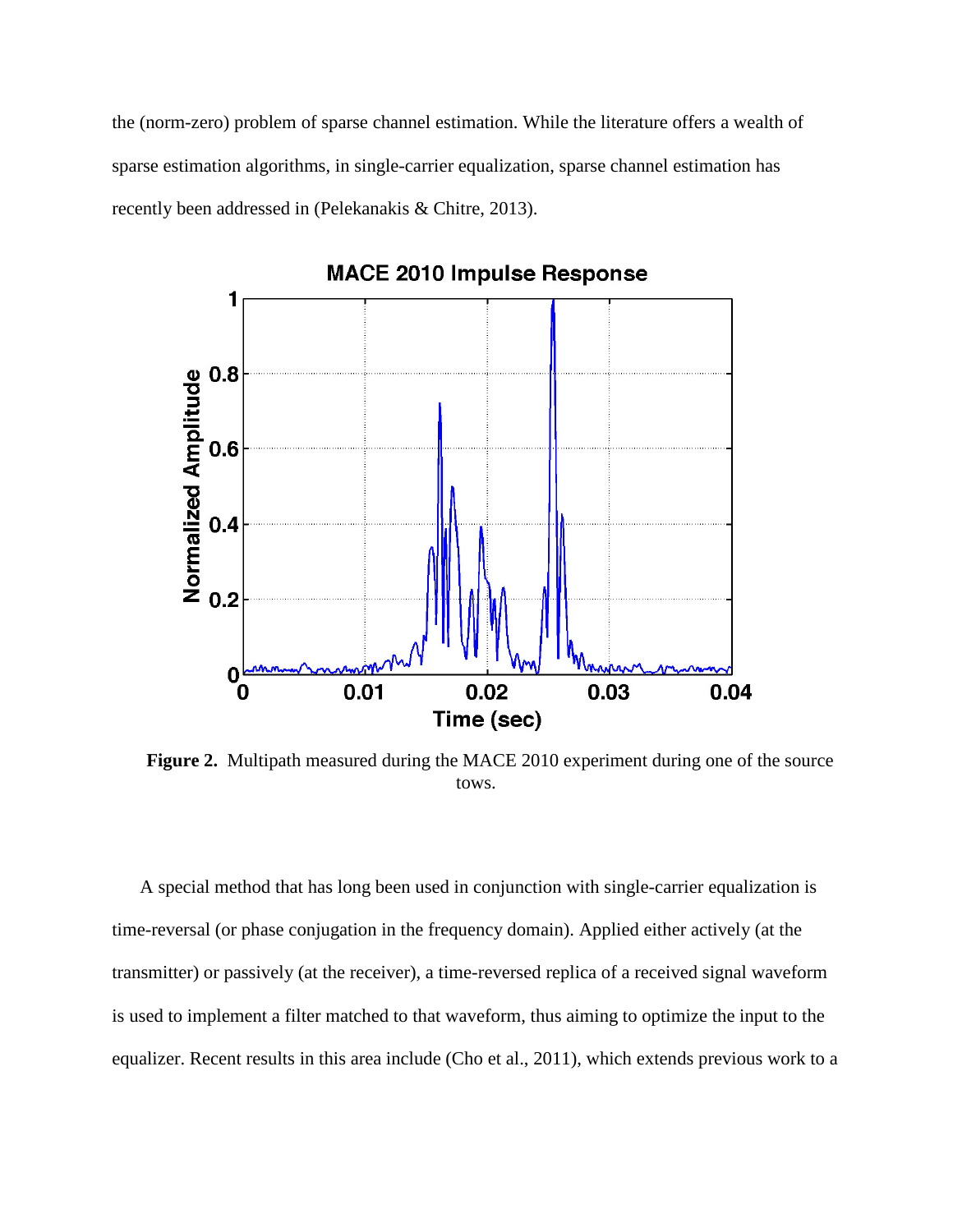the (norm-zero) problem of sparse channel estimation. While the literature offers a wealth of sparse estimation algorithms, in single-carrier equalization, sparse channel estimation has recently been addressed in (Pelekanakis & Chitre, 2013).

**Figure 2.** Multipath measured during the MACE 2010 experiment during one of the source tows.

A special method that has long been used in conjunction with single-carrier equalization is time-reversal (or phase conjugation in the frequency domain). Applied either actively (at the transmitter) or passively (at the receiver), a time-reversed replica of a received signal waveform is used to implement a filter matched to that waveform, thus aiming to optimize the input to the equalizer. Recent results in this area include (Cho et al., 2011), which extends previous work to a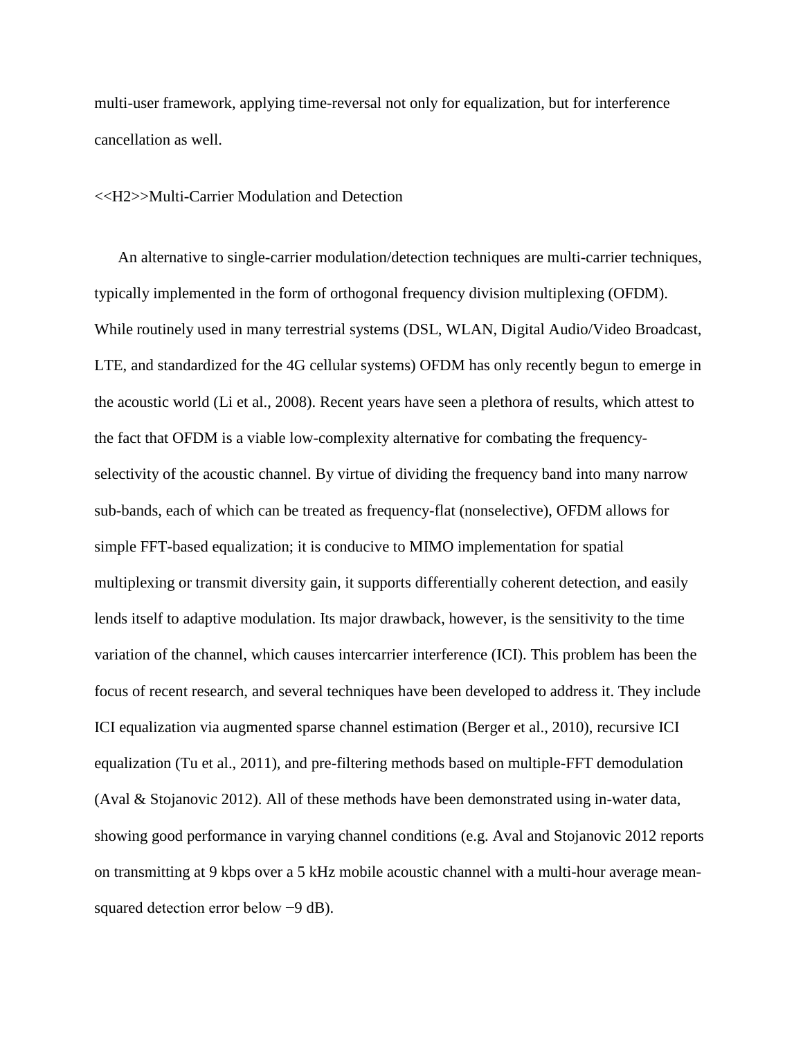multi-user framework, applying time-reversal not only for equalization, but for interference cancellation as well.

## Multi-Carrier Modulation and Detection

An alternative to single-carrier modulation/detection techniques are multi-carrier techniques, typically implemented in the form of orthogonal frequency division multiplexing (OFDM). While routinely used in many terrestrial systems (DSL, WLAN, Digital Audio/Video Broadcast, LTE, and standardized for the 4G cellular systems) OFDM has only recently begun to emerge in the acoustic world (Li et al., 2008). Recent years have seen a plethora of results, which attest to the fact that OFDM is a viable low-complexity alternative for combating the frequency-selectivity of the acoustic channel. By virtue of dividing the frequency band into many narrow sub-bands, each of which can be treated as frequency-flat (nonselective), OFDM allows for simple FFT-based equalization; it is conducive to MIMO implementation for spatial multiplexing or transmit diversity gain, it supports differentially coherent detection, and easily lends itself to adaptive modulation. Its major drawback, however, is the sensitivity to the time variation of the channel, which causes intercarrier interference (ICI). This problem has been the focus of recent research, and several techniques have been developed to address it. They include ICI equalization via augmented sparse channel estimation (Berger et al., 2010), recursive ICI equalization (Tu et al., 2011), and pre-filtering methods based on multiple-FFT demodulation (Aval & Stojanovic 2012). All of these methods have been demonstrated using in-water data, showing good performance in varying channel conditions (e.g. Aval and Stojanovic 2012 reports on transmitting at 9 kbps over a 5 kHz mobile acoustic channel with a multi-hour average mean-squared detection error below −9 dB).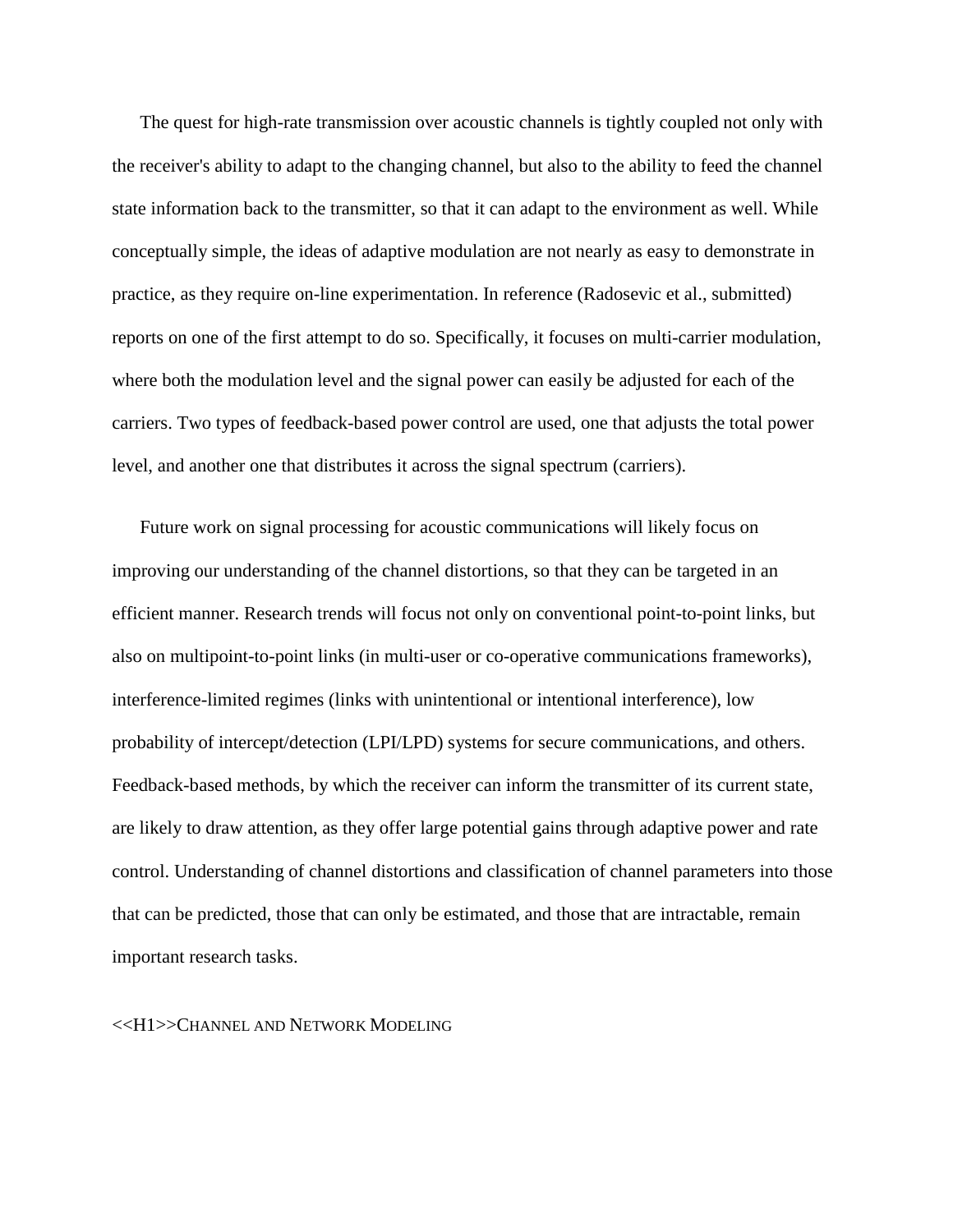The quest for high-rate transmission over acoustic channels is tightly coupled not only with the receiver's ability to adapt to the changing channel, but also to the ability to feed the channel state information back to the transmitter, so that it can adapt to the environment as well. While conceptually simple, the ideas of adaptive modulation are not nearly as easy to demonstrate in practice, as they require on-line experimentation. In reference (Radosevic et al., submitted) reports on one of the first attempt to do so. Specifically, it focuses on multi-carrier modulation, where both the modulation level and the signal power can easily be adjusted for each of the carriers. Two types of feedback-based power control are used, one that adjusts the total power level, and another one that distributes it across the signal spectrum (carriers).

Future work on signal processing for acoustic communications will likely focus on improving our understanding of the channel distortions, so that they can be targeted in an efficient manner. Research trends will focus not only on conventional point-to-point links, but also on multipoint-to-point links (in multi-user or co-operative communications frameworks), interference-limited regimes (links with unintentional or intentional interference), low probability of intercept/detection (LPI/LPD) systems for secure communications, and others. Feedback-based methods, by which the receiver can inform the transmitter of its current state, are likely to draw attention, as they offer large potential gains through adaptive power and rate control. Understanding of channel distortions and classification of channel parameters into those that can be predicted, those that can only be estimated, and those that are intractable, remain important research tasks.

<<H1>>CHANNEL AND NETWORK MODELING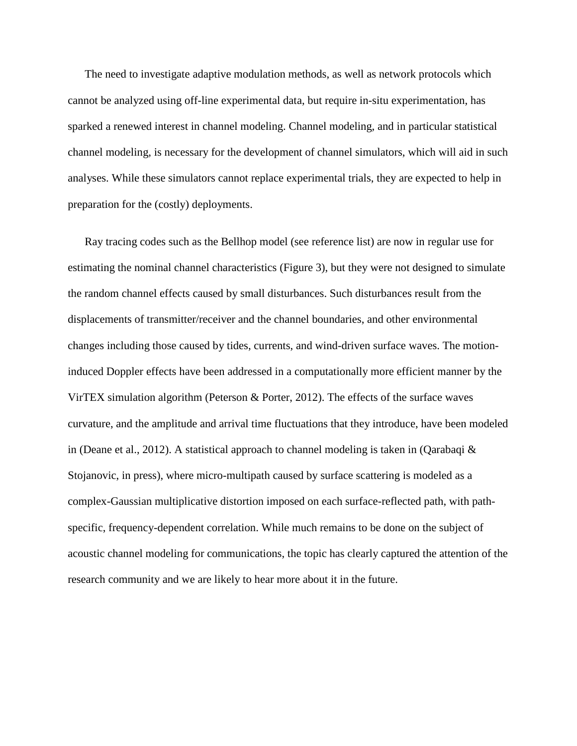The need to investigate adaptive modulation methods, as well as network protocols which cannot be analyzed using off-line experimental data, but require in-situ experimentation, has sparked a renewed interest in channel modeling. Channel modeling, and in particular statistical channel modeling, is necessary for the development of channel simulators, which will aid in such analyses. While these simulators cannot replace experimental trials, they are expected to help in preparation for the (costly) deployments.

Ray tracing codes such as the Bellhop model (see reference list) are now in regular use for estimating the nominal channel characteristics (Figure 3), but they were not designed to simulate the random channel effects caused by small disturbances. Such disturbances result from the displacements of transmitter/receiver and the channel boundaries, and other environmental changes including those caused by tides, currents, and wind-driven surface waves. The motion-induced Doppler effects have been addressed in a computationally more efficient manner by the VirTEX simulation algorithm (Peterson & Porter, 2012). The effects of the surface waves curvature, and the amplitude and arrival time fluctuations that they introduce, have been modeled in (Deane et al., 2012). A statistical approach to channel modeling is taken in (Qarabaqi & Stojanovic, in press), where micro-multipath caused by surface scattering is modeled as a complex-Gaussian multiplicative distortion imposed on each surface-reflected path, with path-specific, frequency-dependent correlation. While much remains to be done on the subject of acoustic channel modeling for communications, the topic has clearly captured the attention of the research community and we are likely to hear more about it in the future.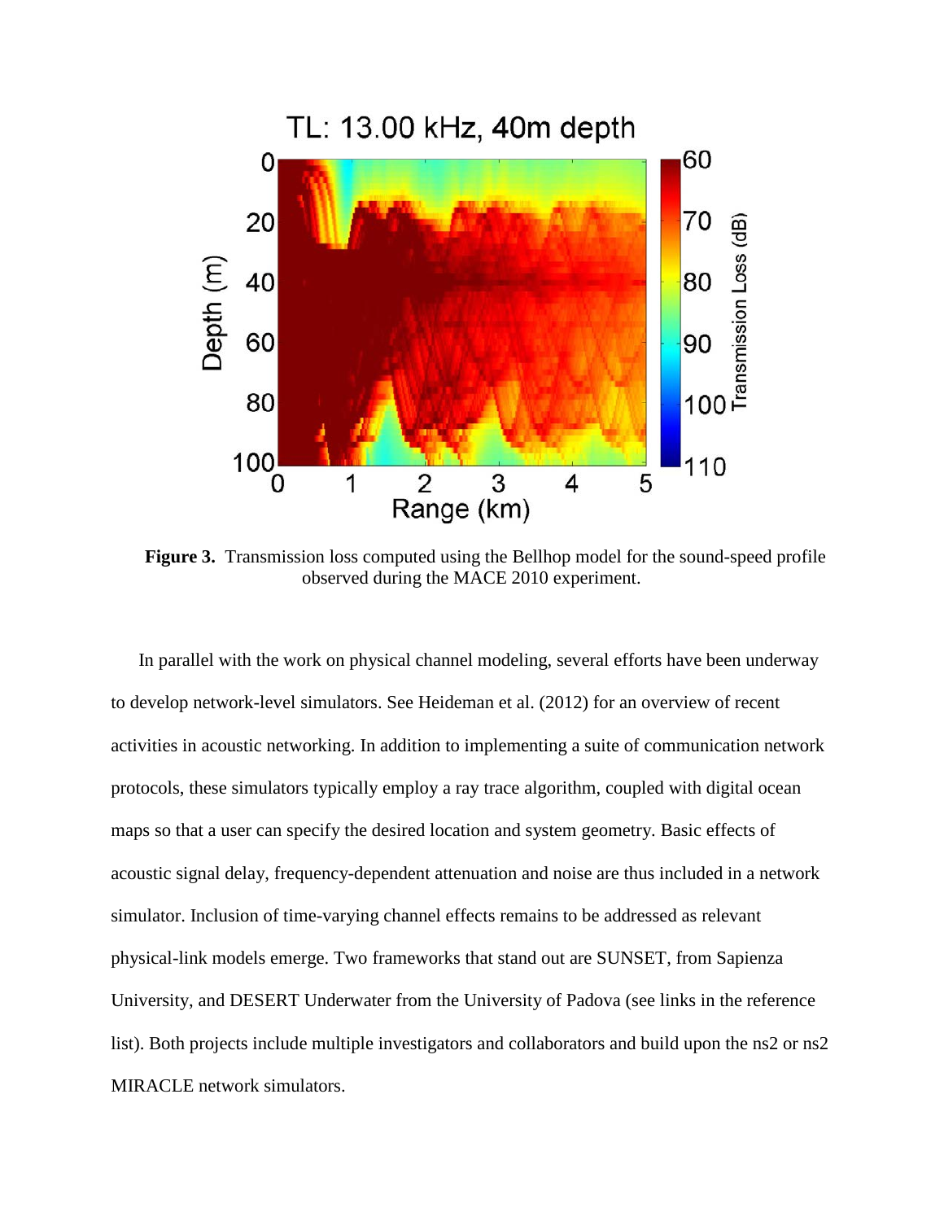**Figure 3.** Transmission loss computed using the Bellhop model for the sound-speed profile observed during the MACE 2010 experiment.

In parallel with the work on physical channel modeling, several efforts have been underway to develop network-level simulators. See Heideman et al. (2012) for an overview of recent activities in acoustic networking. In addition to implementing a suite of communication network protocols, these simulators typically employ a ray trace algorithm, coupled with digital ocean maps so that a user can specify the desired location and system geometry. Basic effects of acoustic signal delay, frequency-dependent attenuation and noise are thus included in a network simulator. Inclusion of time-varying channel effects remains to be addressed as relevant physical-link models emerge. Two frameworks that stand out are SUNSET, from Sapienza University, and DESERT Underwater from the University of Padova (see links in the reference list). Both projects include multiple investigators and collaborators and build upon the ns2 or ns2 MIRACLE network simulators.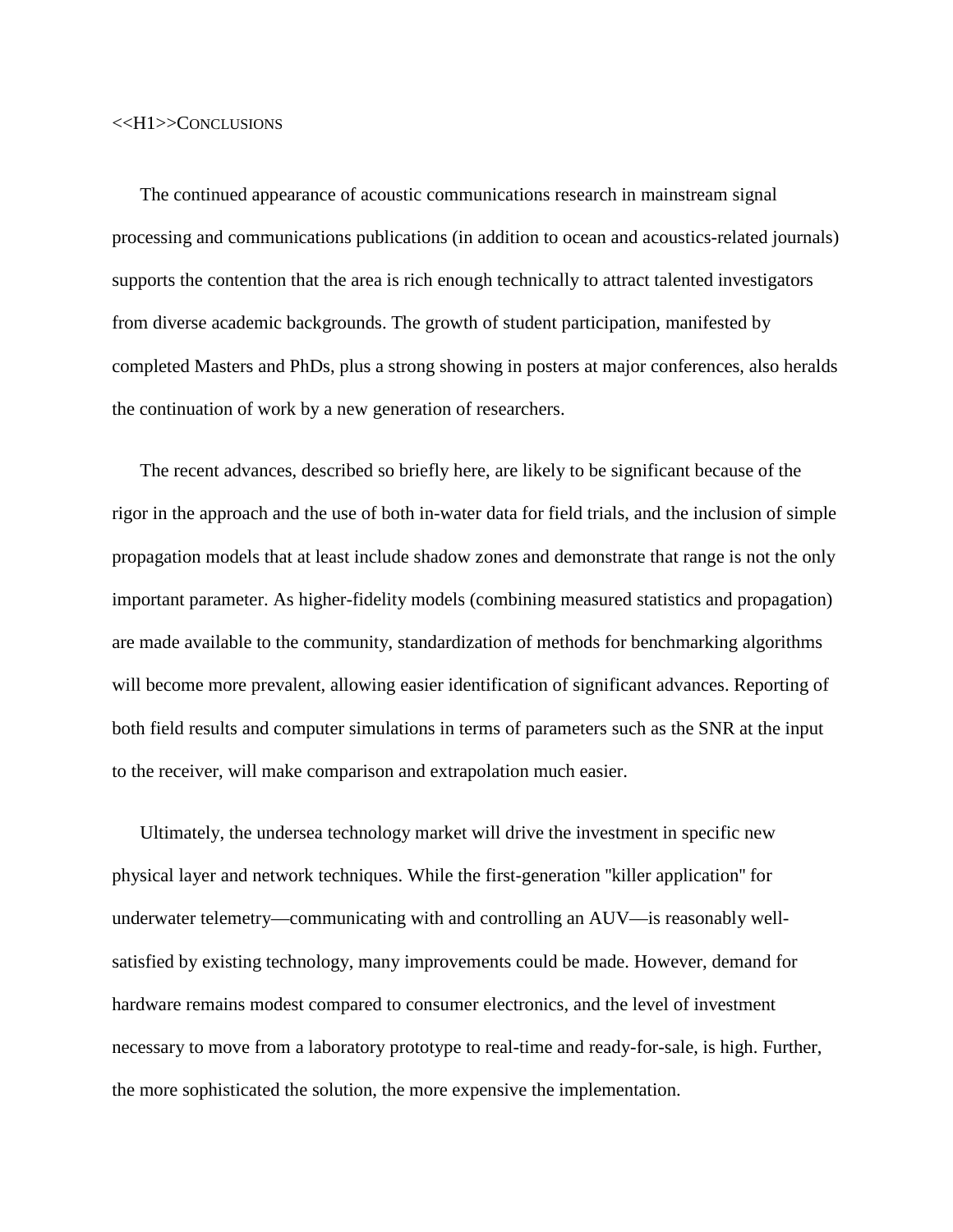# <<H1>>CONCLUSIONS

The continued appearance of acoustic communications research in mainstream signal processing and communications publications (in addition to ocean and acoustics-related journals) supports the contention that the area is rich enough technically to attract talented investigators from diverse academic backgrounds. The growth of student participation, manifested by completed Masters and PhDs, plus a strong showing in posters at major conferences, also heralds the continuation of work by a new generation of researchers.

The recent advances, described so briefly here, are likely to be significant because of the rigor in the approach and the use of both in-water data for field trials, and the inclusion of simple propagation models that at least include shadow zones and demonstrate that range is not the only important parameter. As higher-fidelity models (combining measured statistics and propagation) are made available to the community, standardization of methods for benchmarking algorithms will become more prevalent, allowing easier identification of significant advances. Reporting of both field results and computer simulations in terms of parameters such as the SNR at the input to the receiver, will make comparison and extrapolation much easier.

Ultimately, the undersea technology market will drive the investment in specific new physical layer and network techniques. While the first-generation "killer application" for underwater telemetry—communicating with and controlling an AUV—is reasonably well-satisfied by existing technology, many improvements could be made. However, demand for hardware remains modest compared to consumer electronics, and the level of investment necessary to move from a laboratory prototype to real-time and ready-for-sale, is high. Further, the more sophisticated the solution, the more expensive the implementation.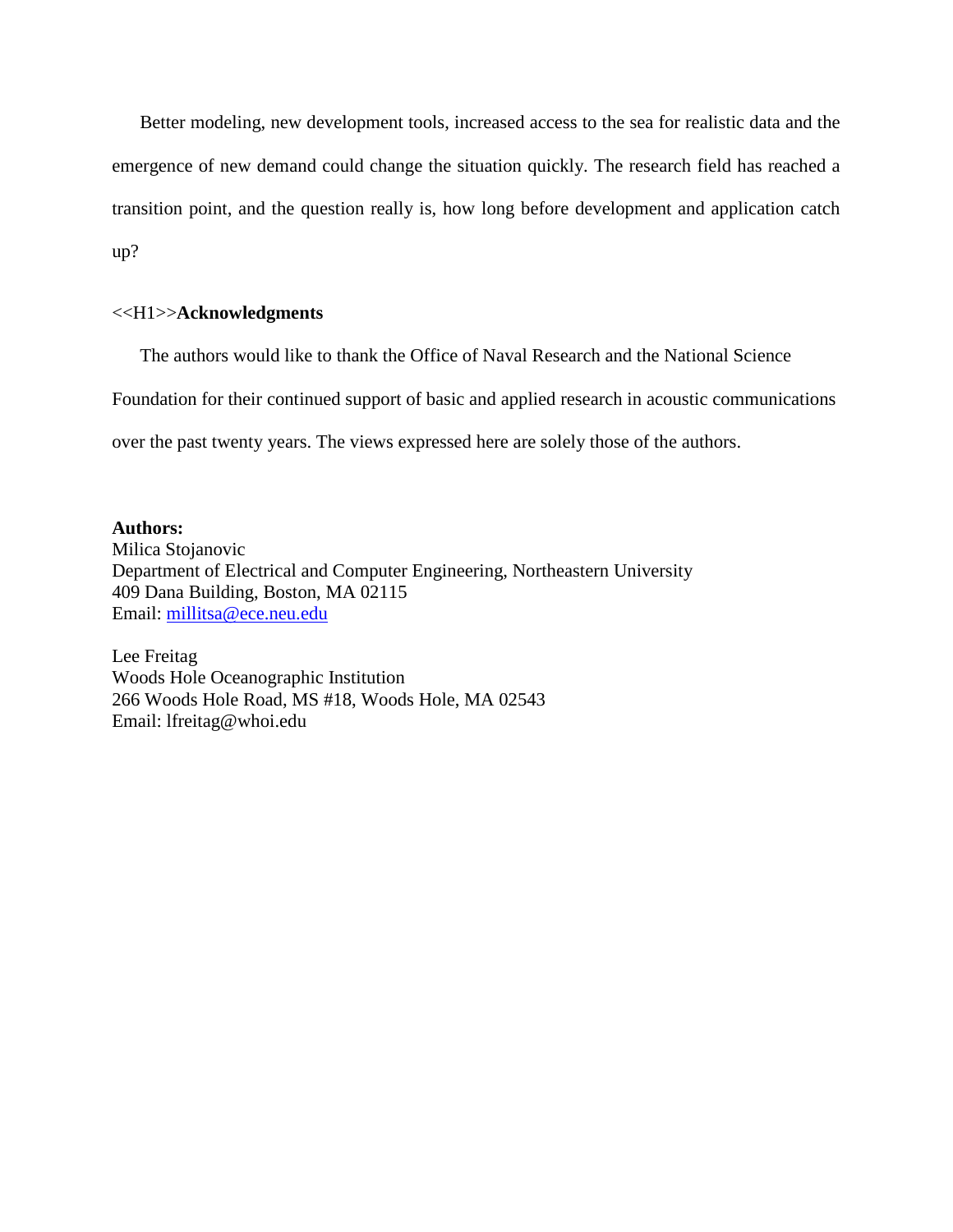Better modeling, new development tools, increased access to the sea for realistic data and the emergence of new demand could change the situation quickly. The research field has reached a transition point, and the question really is, how long before development and application catch up?

<<H1>>**Acknowledgments**

The authors would like to thank the Office of Naval Research and the National Science Foundation for their continued support of basic and applied research in acoustic communications over the past twenty years. The views expressed here are solely those of the authors.

**Authors:**
Milica Stojanovic
Department of Electrical and Computer Engineering, Northeastern University
409 Dana Building, Boston, MA 02115
Email: millitsa@ece.neu.edu

Lee Freitag
Woods Hole Oceanographic Institution
266 Woods Hole Road, MS #18, Woods Hole, MA 02543
Email: lfreitag@whoi.edu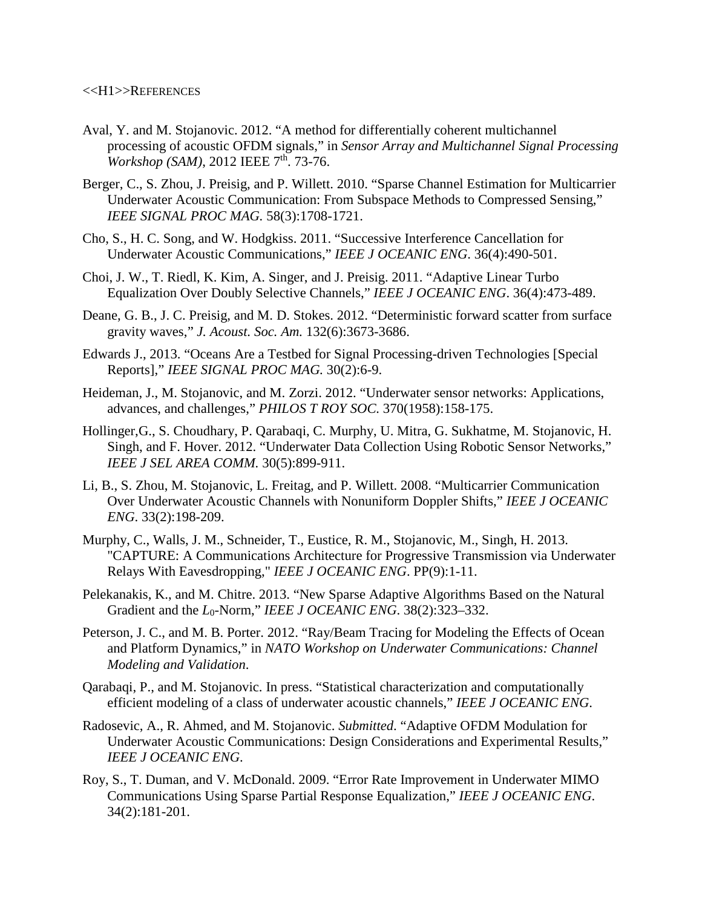<<H1>>REFERENCES

Aval, Y. and M. Stojanovic. 2012. “A method for differentially coherent multichannel processing of acoustic OFDM signals,” in *Sensor Array and Multichannel Signal Processing Workshop (SAM)*, 2012 IEEE 7th. 73-76.

Berger, C., S. Zhou, J. Preisig, and P. Willett. 2010. “Sparse Channel Estimation for Multicarrier Underwater Acoustic Communication: From Subspace Methods to Compressed Sensing,” *IEEE SIGNAL PROC MAG.* 58(3):1708-1721.

Cho, S., H. C. Song, and W. Hodgkiss. 2011. “Successive Interference Cancellation for Underwater Acoustic Communications,” *IEEE J OCEANIC ENG*. 36(4):490-501.

Choi, J. W., T. Riedl, K. Kim, A. Singer, and J. Preisig. 2011. “Adaptive Linear Turbo Equalization Over Doubly Selective Channels,” *IEEE J OCEANIC ENG*. 36(4):473-489.

Deane, G. B., J. C. Preisig, and M. D. Stokes. 2012. “Deterministic forward scatter from surface gravity waves,” *J. Acoust. Soc. Am.* 132(6):3673-3686.

Edwards J., 2013. “Oceans Are a Testbed for Signal Processing-driven Technologies [Special Reports],” *IEEE SIGNAL PROC MAG.* 30(2):6-9.

Heideman, J., M. Stojanovic, and M. Zorzi. 2012. “Underwater sensor networks: Applications, advances, and challenges,” *PHILOS T ROY SOC.* 370(1958):158-175.

Hollinger,G., S. Choudhary, P. Qarabaqi, C. Murphy, U. Mitra, G. Sukhatme, M. Stojanovic, H. Singh, and F. Hover. 2012. “Underwater Data Collection Using Robotic Sensor Networks,” *IEEE J SEL AREA COMM.* 30(5):899-911.

Li, B., S. Zhou, M. Stojanovic, L. Freitag, and P. Willett. 2008. “Multicarrier Communication Over Underwater Acoustic Channels with Nonuniform Doppler Shifts,” *IEEE J OCEANIC ENG*. 33(2):198-209.

Murphy, C., Walls, J. M., Schneider, T., Eustice, R. M., Stojanovic, M., Singh, H. 2013. "CAPTURE: A Communications Architecture for Progressive Transmission via Underwater Relays With Eavesdropping," *IEEE J OCEANIC ENG*. PP(9):1-11.

Pelekanakis, K., and M. Chitre. 2013. “New Sparse Adaptive Algorithms Based on the Natural Gradient and the $L_0$-Norm,” *IEEE J OCEANIC ENG*. 38(2):323–332.

Peterson, J. C., and M. B. Porter. 2012. “Ray/Beam Tracing for Modeling the Effects of Ocean and Platform Dynamics,” in *NATO Workshop on Underwater Communications: Channel Modeling and Validation*.

Qarabaqi, P., and M. Stojanovic. In press. “Statistical characterization and computationally efficient modeling of a class of underwater acoustic channels,” *IEEE J OCEANIC ENG*.

Radosevic, A., R. Ahmed, and M. Stojanovic. *Submitted*. “Adaptive OFDM Modulation for Underwater Acoustic Communications: Design Considerations and Experimental Results,” *IEEE J OCEANIC ENG*.

Roy, S., T. Duman, and V. McDonald. 2009. “Error Rate Improvement in Underwater MIMO Communications Using Sparse Partial Response Equalization,” *IEEE J OCEANIC ENG*. 34(2):181-201.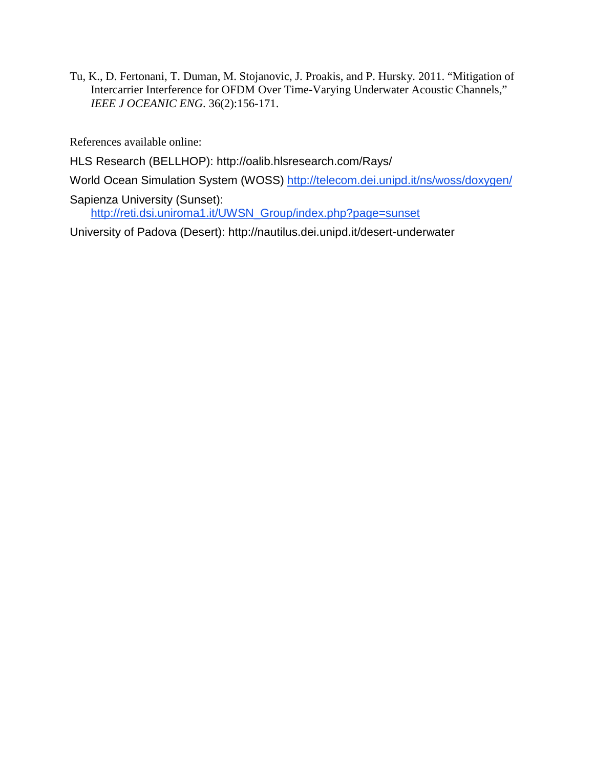Tu, K., D. Fertonani, T. Duman, M. Stojanovic, J. Proakis, and P. Hursky. 2011. "Mitigation of Intercarrier Interference for OFDM Over Time-Varying Underwater Acoustic Channels," *IEEE J OCEANIC ENG*. 36(2):156-171.

References available online:

HLS Research (BELLHOP): http://oalib.hlsresearch.com/Rays/

World Ocean Simulation System (WOSS) http://telecom.dei.unipd.it/ns/woss/doxygen/

Sapienza University (Sunset):
http://reti.dsi.uniroma1.it/UWSN_Group/index.php?page=sunset

University of Padova (Desert): http://nautilus.dei.unipd.it/desert-underwater